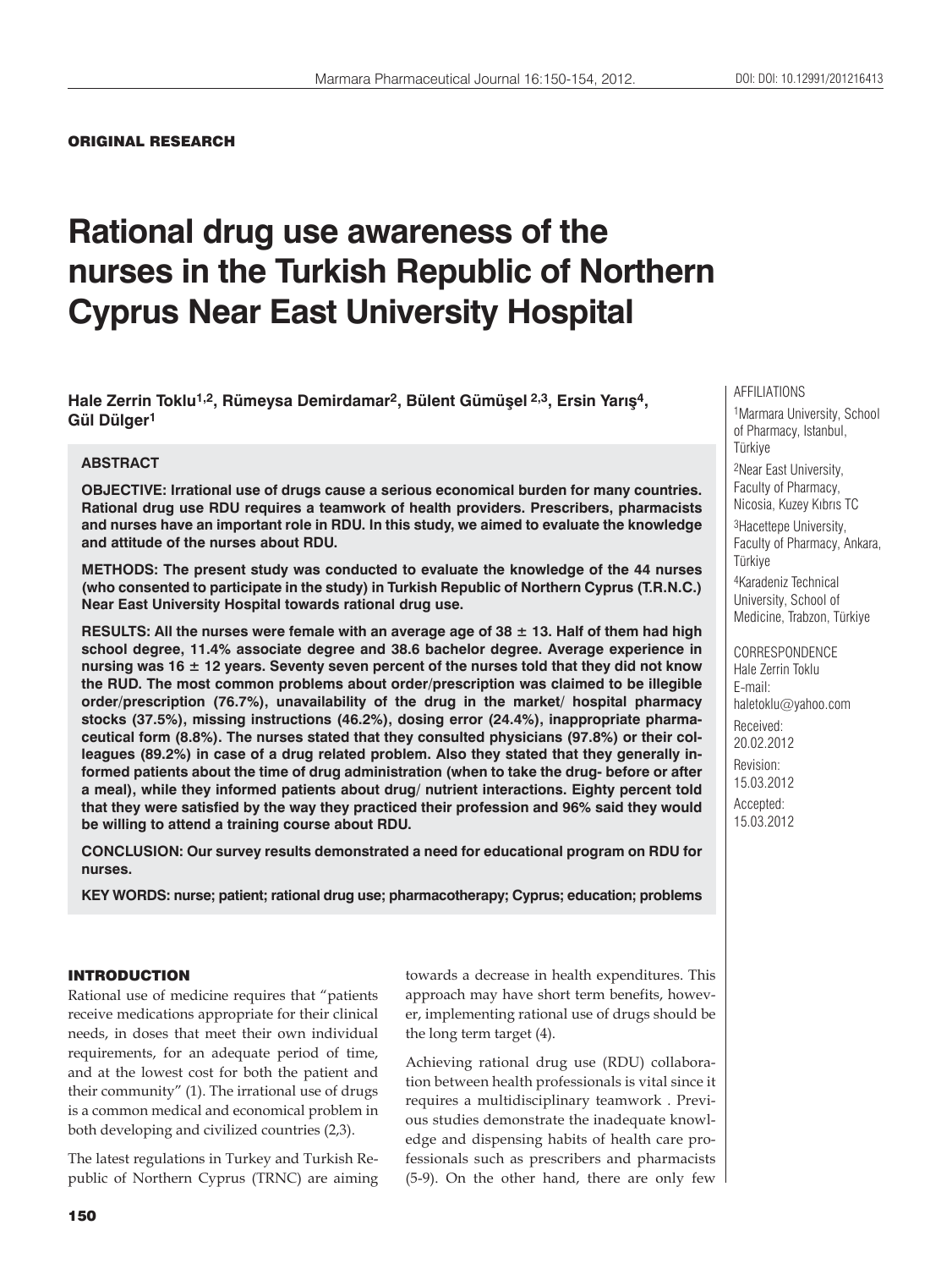ORIGINAL RESEARCH

# Rational drug use awareness of the nurses in the Turkish Republic of Northern Cyprus Near East University Hospital

**Hale Zerrin Toklu[1,2], Rümeysa Demirdamar[2], Bülent Gümüşel [2,3], Ersin Yarış[4], Gül Dülger[1]**

AFFILIATIONS

[1]Marmara University, School of Pharmacy, Istanbul, Türkiye

[2]Near East University, Faculty of Pharmacy, Nicosia, Kuzey Kıbrıs TC

[3]Hacettepe University, Faculty of Pharmacy, Ankara, Türkiye

[4]Karadeniz Technical University, School of Medicine, Trabzon, Türkiye

CORRESPONDENCE

Hale Zerrin Toklu

E-mail: haletoklu@yahoo.com

Received: 20.02.2012

Revision: 15.03.2012

Accepted: 15.03.2012

## ABSTRACT

**OBJECTIVE: Irrational use of drugs cause a serious economical burden for many countries. Rational drug use RDU requires a teamwork of health providers. Prescribers, pharmacists and nurses have an important role in RDU. In this study, we aimed to evaluate the knowledge and attitude of the nurses about RDU.**

**METHODS: The present study was conducted to evaluate the knowledge of the 44 nurses (who consented to participate in the study) in Turkish Republic of Northern Cyprus (T.R.N.C.) Near East University Hospital towards rational drug use.**

**RESULTS: All the nurses were female with an average age of 38 ± 13. Half of them had high school degree, 11.4% associate degree and 38.6 bachelor degree. Average experience in nursing was 16 ± 12 years. Seventy seven percent of the nurses told that they did not know the RUD. The most common problems about order/prescription was claimed to be illegible order/prescription (76.7%), unavailability of the drug in the market/ hospital pharmacy stocks (37.5%), missing instructions (46.2%), dosing error (24.4%), inappropriate pharmaceutical form (8.8%). The nurses stated that they consulted physicians (97.8%) or their colleagues (89.2%) in case of a drug related problem. Also they stated that they generally informed patients about the time of drug administration (when to take the drug- before or after a meal), while they informed patients about drug/ nutrient interactions. Eighty percent told that they were satisfied by the way they practiced their profession and 96% said they would be willing to attend a training course about RDU.**

**CONCLUSION: Our survey results demonstrated a need for educational program on RDU for nurses.**

**KEY WORDS: nurse; patient; rational drug use; pharmacotherapy; Cyprus; education; problems**

## INTRODUCTION

Rational use of medicine requires that "patients receive medications appropriate for their clinical needs, in doses that meet their own individual requirements, for an adequate period of time, and at the lowest cost for both the patient and their community" (1). The irrational use of drugs is a common medical and economical problem in both developing and civilized countries (2,3).

The latest regulations in Turkey and Turkish Republic of Northern Cyprus (TRNC) are aiming towards a decrease in health expenditures. This approach may have short term benefits, however, implementing rational use of drugs should be the long term target (4).

Achieving rational drug use (RDU) collaboration between health professionals is vital since it requires a multidisciplinary teamwork . Previous studies demonstrate the inadequate knowledge and dispensing habits of health care professionals such as prescribers and pharmacists (5-9). On the other hand, there are only few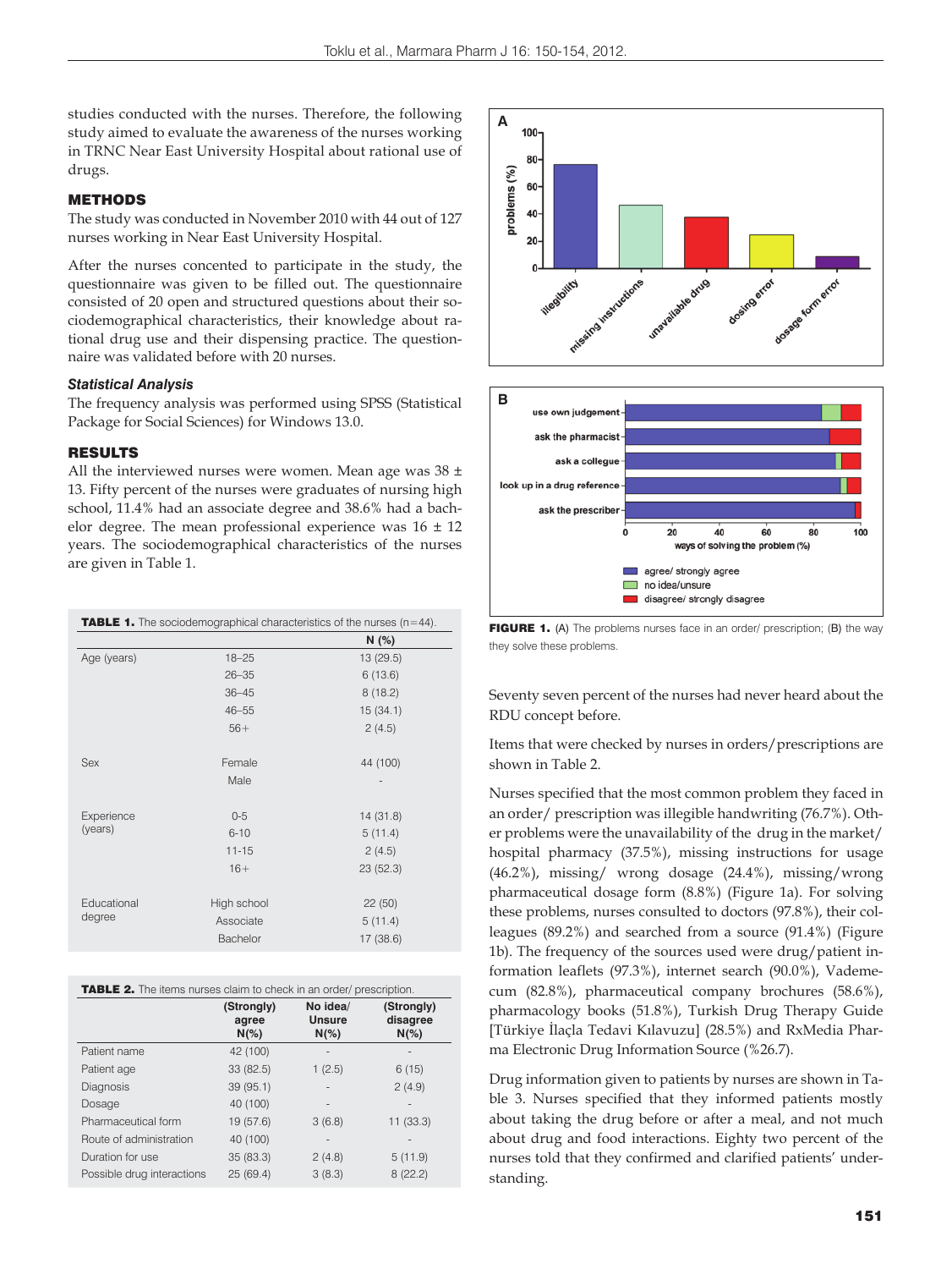studies conducted with the nurses. Therefore, the following study aimed to evaluate the awareness of the nurses working in TRNC Near East University Hospital about rational use of drugs.

## METHODS

The study was conducted in November 2010 with 44 out of 127 nurses working in Near East University Hospital.

After the nurses concented to participate in the study, the questionnaire was given to be filled out. The questionnaire consisted of 20 open and structured questions about their sociodemographical characteristics, their knowledge about rational drug use and their dispensing practice. The questionnaire was validated before with 20 nurses.

### *Statistical Analysis*

The frequency analysis was performed using SPSS (Statistical Package for Social Sciences) for Windows 13.0.

## RESULTS

All the interviewed nurses were women. Mean age was 38 ± 13. Fifty percent of the nurses were graduates of nursing high school, 11.4% had an associate degree and 38.6% had a bachelor degree. The mean professional experience was 16 ± 12 years. The sociodemographical characteristics of the nurses are given in Table 1.

**TABLE 1.** The sociodemographical characteristics of the nurses (n=44).

| | | N (%) |
|---|---|---|
| Age (years) | 18–25 | 13 (29.5) |
| | 26–35 | 6 (13.6) |
| | 36–45 | 8 (18.2) |
| | 46–55 | 15 (34.1) |
| | 56+ | 2 (4.5) |
| Sex | Female | 44 (100) |
| | Male | - |
| Experience (years) | 0-5 | 14 (31.8) |
| | 6-10 | 5 (11.4) |
| | 11-15 | 2 (4.5) |
| | 16+ | 23 (52.3) |
| Educational degree | High school | 22 (50) |
| | Associate | 5 (11.4) |
| | Bachelor | 17 (38.6) |

**TABLE 2.** The items nurses claim to check in an order/ prescription.

| | (Strongly) agree N(%) | No idea/ Unsure N(%) | (Strongly) disagree N(%) |
|---|---|---|---|
| Patient name | 42 (100) | - | - |
| Patient age | 33 (82.5) | 1 (2.5) | 6 (15) |
| Diagnosis | 39 (95.1) | - | 2 (4.9) |
| Dosage | 40 (100) | - | - |
| Pharmaceutical form | 19 (57.6) | 3 (6.8) | 11 (33.3) |
| Route of administration | 40 (100) | - | - |
| Duration for use | 35 (83.3) | 2 (4.8) | 5 (11.9) |
| Possible drug interactions | 25 (69.4) | 3 (8.3) | 8 (22.2) |

**FIGURE 1.** (A) The problems nurses face in an order/ prescription; (B) the way they solve these problems.

Seventy seven percent of the nurses had never heard about the RDU concept before.

Items that were checked by nurses in orders/prescriptions are shown in Table 2.

Nurses specified that the most common problem they faced in an order/ prescription was illegible handwriting (76.7%). Other problems were the unavailability of the drug in the market/ hospital pharmacy (37.5%), missing instructions for usage (46.2%), missing/ wrong dosage (24.4%), missing/wrong pharmaceutical dosage form (8.8%) (Figure 1a). For solving these problems, nurses consulted to doctors (97.8%), their colleagues (89.2%) and searched from a source (91.4%) (Figure 1b). The frequency of the sources used were drug/patient information leaflets (97.3%), internet search (90.0%), Vademecum (82.8%), pharmaceutical company brochures (58.6%), pharmacology books (51.8%), Turkish Drug Therapy Guide [Türkiye İlaçla Tedavi Kılavuzu] (28.5%) and RxMedia Pharma Electronic Drug Information Source (%26.7).

Drug information given to patients by nurses are shown in Table 3. Nurses specified that they informed patients mostly about taking the drug before or after a meal, and not much about drug and food interactions. Eighty two percent of the nurses told that they confirmed and clarified patients' understanding.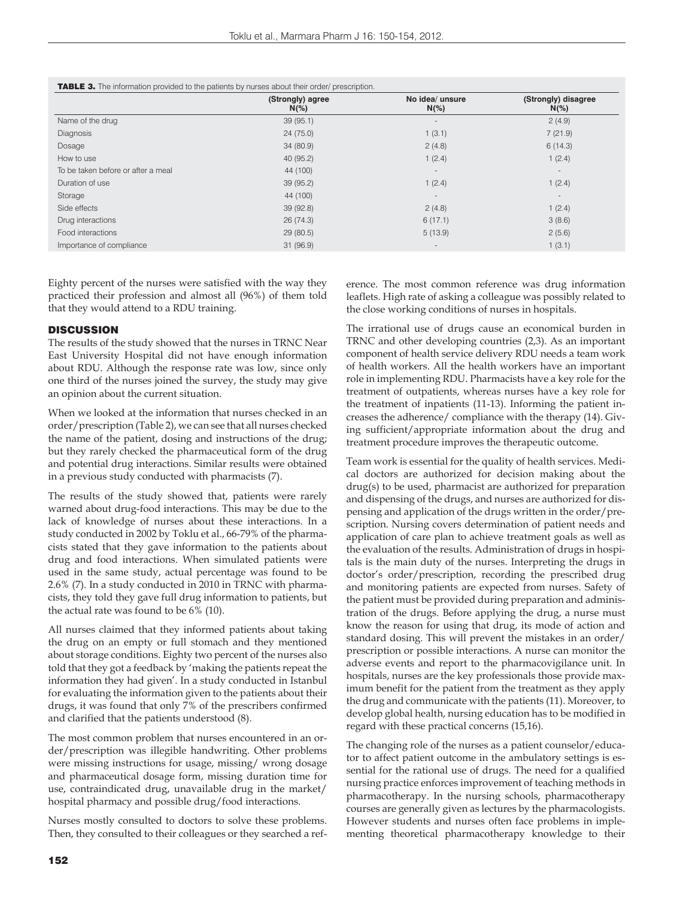**TABLE 3.** The information provided to the patients by nurses about their order/ prescription.

| | (Strongly) agree N(%) | No idea/ unsure N(%) | (Strongly) disagree N(%) |
|---|---|---|---|
| Name of the drug | 39 (95.1) | - | 2 (4.9) |
| Diagnosis | 24 (75.0) | 1 (3.1) | 7 (21.9) |
| Dosage | 34 (80.9) | 2 (4.8) | 6 (14.3) |
| How to use | 40 (95.2) | 1 (2.4) | 1 (2.4) |
| To be taken before or after a meal | 44 (100) | - | - |
| Duration of use | 39 (95.2) | 1 (2.4) | 1 (2.4) |
| Storage | 44 (100) | - | - |
| Side effects | 39 (92.8) | 2 (4.8) | 1 (2.4) |
| Drug interactions | 26 (74.3) | 6 (17.1) | 3 (8.6) |
| Food interactions | 29 (80.5) | 5 (13.9) | 2 (5.6) |
| Importance of compliance | 31 (96.9) | - | 1 (3.1) |

Eighty percent of the nurses were satisfied with the way they practiced their profession and almost all (96%) of them told that they would attend to a RDU training.

## DISCUSSION

The results of the study showed that the nurses in TRNC Near East University Hospital did not have enough information about RDU. Although the response rate was low, since only one third of the nurses joined the survey, the study may give an opinion about the current situation.

When we looked at the information that nurses checked in an order/prescription (Table 2), we can see that all nurses checked the name of the patient, dosing and instructions of the drug; but they rarely checked the pharmaceutical form of the drug and potential drug interactions. Similar results were obtained in a previous study conducted with pharmacists (7).

The results of the study showed that, patients were rarely warned about drug-food interactions. This may be due to the lack of knowledge of nurses about these interactions. In a study conducted in 2002 by Toklu et al., 66-79% of the pharmacists stated that they gave information to the patients about drug and food interactions. When simulated patients were used in the same study, actual percentage was found to be 2.6% (7). In a study conducted in 2010 in TRNC with pharmacists, they told they gave full drug information to patients, but the actual rate was found to be 6% (10).

All nurses claimed that they informed patients about taking the drug on an empty or full stomach and they mentioned about storage conditions. Eighty two percent of the nurses also told that they got a feedback by 'making the patients repeat the information they had given'. In a study conducted in Istanbul for evaluating the information given to the patients about their drugs, it was found that only 7% of the prescribers confirmed and clarified that the patients understood (8).

The most common problem that nurses encountered in an order/prescription was illegible handwriting. Other problems were missing instructions for usage, missing/ wrong dosage and pharmaceutical dosage form, missing duration time for use, contraindicated drug, unavailable drug in the market/ hospital pharmacy and possible drug/food interactions.

Nurses mostly consulted to doctors to solve these problems. Then, they consulted to their colleagues or they searched a reference. The most common reference was drug information leaflets. High rate of asking a colleague was possibly related to the close working conditions of nurses in hospitals.

The irrational use of drugs cause an economical burden in TRNC and other developing countries (2,3). As an important component of health service delivery RDU needs a team work of health workers. All the health workers have an important role in implementing RDU. Pharmacists have a key role for the treatment of outpatients, whereas nurses have a key role for the treatment of inpatients (11-13). Informing the patient increases the adherence/ compliance with the therapy (14). Giving sufficient/appropriate information about the drug and treatment procedure improves the therapeutic outcome.

Team work is essential for the quality of health services. Medical doctors are authorized for decision making about the drug(s) to be used, pharmacist are authorized for preparation and dispensing of the drugs, and nurses are authorized for dispensing and application of the drugs written in the order/prescription. Nursing covers determination of patient needs and application of care plan to achieve treatment goals as well as the evaluation of the results. Administration of drugs in hospitals is the main duty of the nurses. Interpreting the drugs in doctor's order/prescription, recording the prescribed drug and monitoring patients are expected from nurses. Safety of the patient must be provided during preparation and administration of the drugs. Before applying the drug, a nurse must know the reason for using that drug, its mode of action and standard dosing. This will prevent the mistakes in an order/ prescription or possible interactions. A nurse can monitor the adverse events and report to the pharmacovigilance unit. In hospitals, nurses are the key professionals those provide maximum benefit for the patient from the treatment as they apply the drug and communicate with the patients (11). Moreover, to develop global health, nursing education has to be modified in regard with these practical concerns (15,16).

The changing role of the nurses as a patient counselor/educator to affect patient outcome in the ambulatory settings is essential for the rational use of drugs. The need for a qualified nursing practice enforces improvement of teaching methods in pharmacotherapy. In the nursing schools, pharmacotherapy courses are generally given as lectures by the pharmacologists. However students and nurses often face problems in implementing theoretical pharmacotherapy knowledge to their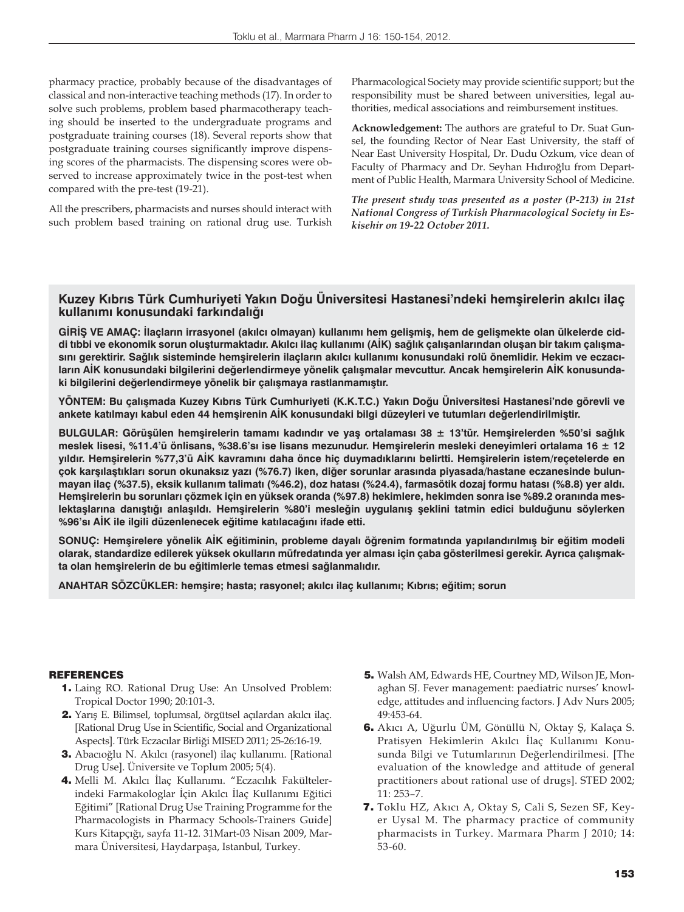pharmacy practice, probably because of the disadvantages of classical and non-interactive teaching methods (17). In order to solve such problems, problem based pharmacotherapy teaching should be inserted to the undergraduate programs and postgraduate training courses (18). Several reports show that postgraduate training courses significantly improve dispensing scores of the pharmacists. The dispensing scores were observed to increase approximately twice in the post-test when compared with the pre-test (19-21).

All the prescribers, pharmacists and nurses should interact with such problem based training on rational drug use. Turkish Pharmacological Society may provide scientific support; but the responsibility must be shared between universities, legal authorities, medical associations and reimbursement institues.

**Acknowledgement:** The authors are grateful to Dr. Suat Gunsel, the founding Rector of Near East University, the staff of Near East University Hospital, Dr. Dudu Ozkum, vice dean of Faculty of Pharmacy and Dr. Seyhan Hıdıroğlu from Department of Public Health, Marmara University School of Medicine.

***The present study was presented as a poster (P-213) in 21st National Congress of Turkish Pharmacological Society in Eskisehir on 19-22 October 2011.***

## Kuzey Kıbrıs Türk Cumhuriyeti Yakın Doğu Üniversitesi Hastanesi'ndeki hemşirelerin akılcı ilaç kullanımı konusundaki farkındalığı

**GİRİŞ VE AMAÇ: İlaçların irrasyonel (akılcı olmayan) kullanımı hem gelişmiş, hem de gelişmekte olan ülkelerde ciddi tıbbi ve ekonomik sorun oluşturmaktadır. Akılcı ilaç kullanımı (AİK) sağlık çalışanlarından oluşan bir takım çalışmasını gerektirir. Sağlık sisteminde hemşirelerin ilaçların akılcı kullanımı konusundaki rolü önemlidir. Hekim ve eczacıların AİK konusundaki bilgilerini değerlendirmeye yönelik çalışmalar mevcuttur. Ancak hemşirelerin AİK konusundaki bilgilerini değerlendirmeye yönelik bir çalışmaya rastlanmamıştır.**

**YÖNTEM: Bu çalışmada Kuzey Kıbrıs Türk Cumhuriyeti (K.K.T.C.) Yakın Doğu Üniversitesi Hastanesi'nde görevli ve ankete katılmayı kabul eden 44 hemşirenin AİK konusundaki bilgi düzeyleri ve tutumları değerlendirilmiştir.**

**BULGULAR: Görüşülen hemşirelerin tamamı kadındır ve yaş ortalaması 38 ± 13'tür. Hemşirelerden %50'si sağlık meslek lisesi, %11.4'ü önlisans, %38.6'sı ise lisans mezunudur. Hemşirelerin mesleki deneyimleri ortalama 16 ± 12 yıldır. Hemşirelerin %77,3'ü AİK kavramını daha önce hiç duymadıklarını belirtti. Hemşirelerin istem/reçetelerde en çok karşılaştıkları sorun okunaksız yazı (%76.7) iken, diğer sorunlar arasında piyasada/hastane eczanesinde bulunmayan ilaç (%37.5), eksik kullanım talimatı (%46.2), doz hatası (%24.4), farmasötik dozaj formu hatası (%8.8) yer aldı. Hemşirelerin bu sorunları çözmek için en yüksek oranda (%97.8) hekimlere, hekimden sonra ise %89.2 oranında meslektaşlarına danıştığı anlaşıldı. Hemşirelerin %80'i mesleğin uygulanış şeklini tatmin edici bulduğunu söylerken %96'sı AİK ile ilgili düzenlenecek eğitime katılacağını ifade etti.**

**SONUÇ: Hemşirelere yönelik AİK eğitiminin, probleme dayalı öğrenim formatında yapılandırılmış bir eğitim modeli olarak, standardize edilerek yüksek okulların müfredatında yer alması için çaba gösterilmesi gerekir. Ayrıca çalışmakta olan hemşirelerin de bu eğitimlerle temas etmesi sağlanmalıdır.**

**ANAHTAR SÖZCÜKLER: hemşire; hasta; rasyonel; akılcı ilaç kullanımı; Kıbrıs; eğitim; sorun**

### REFERENCES

1. Laing RO. Rational Drug Use: An Unsolved Problem: Tropical Doctor 1990; 20:101-3.
2. Yarış E. Bilimsel, toplumsal, örgütsel açılardan akılcı ilaç. [Rational Drug Use in Scientific, Social and Organizational Aspects]. Türk Eczacılar Birliği MISED 2011; 25-26:16-19.
3. Abacıoğlu N. Akılcı (rasyonel) ilaç kullanımı. [Rational Drug Use]. Üniversite ve Toplum 2005; 5(4).
4. Melli M. Akılcı İlaç Kullanımı. "Eczacılık Fakültelerindeki Farmakologlar İçin Akılcı İlaç Kullanımı Eğitici Eğitimi" [Rational Drug Use Training Programme for the Pharmacologists in Pharmacy Schools-Trainers Guide] Kurs Kitapçığı, sayfa 11-12. 31Mart-03 Nisan 2009, Marmara Üniversitesi, Haydarpaşa, Istanbul, Turkey.
5. Walsh AM, Edwards HE, Courtney MD, Wilson JE, Monaghan SJ. Fever management: paediatric nurses' knowledge, attitudes and influencing factors. J Adv Nurs 2005; 49:453-64.
6. Akıcı A, Uğurlu ÜM, Gönüllü N, Oktay Ş, Kalaça S. Pratisyen Hekimlerin Akılcı İlaç Kullanımı Konusunda Bilgi ve Tutumlarının Değerlendirilmesi. [The evaluation of the knowledge and attitude of general practitioners about rational use of drugs]. STED 2002; 11: 253–7.
7. Toklu HZ, Akıcı A, Oktay S, Cali S, Sezen SF, Keyer Uysal M. The pharmacy practice of community pharmacists in Turkey. Marmara Pharm J 2010; 14: 53-60.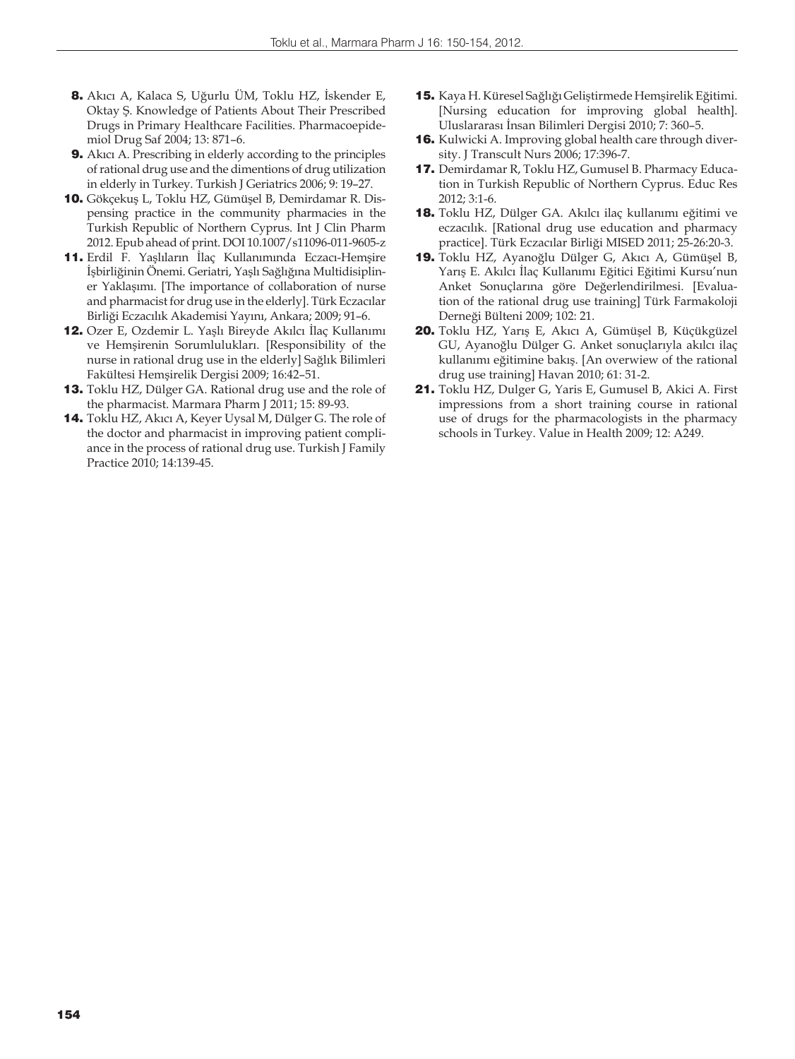8. Akıcı A, Kalaca S, Uğurlu ÜM, Toklu HZ, İskender E, Oktay Ş. Knowledge of Patients About Their Prescribed Drugs in Primary Healthcare Facilities. Pharmacoepidemiol Drug Saf 2004; 13: 871–6.
9. Akıcı A. Prescribing in elderly according to the principles of rational drug use and the dimentions of drug utilization in elderly in Turkey. Turkish J Geriatrics 2006; 9: 19–27.
10. Gökçekuş L, Toklu HZ, Gümüşel B, Demirdamar R. Dispensing practice in the community pharmacies in the Turkish Republic of Northern Cyprus. Int J Clin Pharm 2012. Epub ahead of print. DOI 10.1007/s11096-011-9605-z
11. Erdil F. Yaşlıların İlaç Kullanımında Eczacı-Hemşire İşbirliğinin Önemi. Geriatri, Yaşlı Sağlığına Multidisipliner Yaklaşımı. [The importance of collaboration of nurse and pharmacist for drug use in the elderly]. Türk Eczacılar Birliği Eczacılık Akademisi Yayını, Ankara; 2009; 91–6.
12. Ozer E, Ozdemir L. Yaşlı Bireyde Akılcı İlaç Kullanımı ve Hemşirenin Sorumlulukları. [Responsibility of the nurse in rational drug use in the elderly] Sağlık Bilimleri Fakültesi Hemşirelik Dergisi 2009; 16:42–51.
13. Toklu HZ, Dülger GA. Rational drug use and the role of the pharmacist. Marmara Pharm J 2011; 15: 89-93.
14. Toklu HZ, Akıcı A, Keyer Uysal M, Dülger G. The role of the doctor and pharmacist in improving patient compliance in the process of rational drug use. Turkish J Family Practice 2010; 14:139-45.
15. Kaya H. Küresel Sağlığı Geliştirmede Hemşirelik Eğitimi. [Nursing education for improving global health]. Uluslararası İnsan Bilimleri Dergisi 2010; 7: 360–5.
16. Kulwicki A. Improving global health care through diversity. J Transcult Nurs 2006; 17:396-7.
17. Demirdamar R, Toklu HZ, Gumusel B. Pharmacy Education in Turkish Republic of Northern Cyprus. Educ Res 2012; 3:1-6.
18. Toklu HZ, Dülger GA. Akılcı ilaç kullanımı eğitimi ve eczacılık. [Rational drug use education and pharmacy practice]. Türk Eczacılar Birliği MISED 2011; 25-26:20-3.
19. Toklu HZ, Ayanoğlu Dülger G, Akıcı A, Gümüşel B, Yarış E. Akılcı İlaç Kullanımı Eğitici Eğitimi Kursu'nun Anket Sonuçlarına göre Değerlendirilmesi. [Evaluation of the rational drug use training] Türk Farmakoloji Derneği Bülteni 2009; 102: 21.
20. Toklu HZ, Yarış E, Akıcı A, Gümüşel B, Küçükgüzel GU, Ayanoğlu Dülger G. Anket sonuçlarıyla akılcı ilaç kullanımı eğitimine bakış. [An overwiew of the rational drug use training] Havan 2010; 61: 31-2.
21. Toklu HZ, Dulger G, Yaris E, Gumusel B, Akici A. First impressions from a short training course in rational use of drugs for the pharmacologists in the pharmacy schools in Turkey. Value in Health 2009; 12: A249.